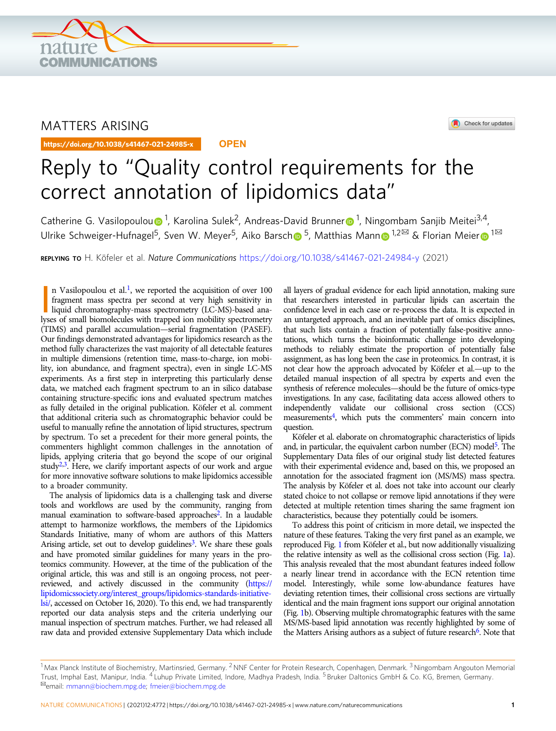MATTERS ARISING

https://doi.org/10.1038/s41467-021-24985-x **OPEN**

# Reply to "Quality control requirements for the correct annotation of lipidomics data"

Catherine G. Vasilopoulou[1], Karolina Sulek[2], Andreas-David Brunner[1], Ningombam Sanjib Meitei[3,4], Ulrike Schweiger-Hufnagel[5], Sven W. Meyer[5], Aiko Barsch[5], Matthias Mann[1,2✉] & Florian Meier[1✉]

**REPLYING TO** H. Köfeler et al. *Nature Communications* https://doi.org/10.1038/s41467-021-24984-y (2021)

In Vasilopoulou et al.[1], we reported the acquisition of over 100 fragment mass spectra per second at very high sensitivity in liquid chromatography-mass spectrometry (LC-MS)-based analyses of small biomolecules with trapped ion mobility spectrometry (TIMS) and parallel accumulation—serial fragmentation (PASEF). Our findings demonstrated advantages for lipidomics research as the method fully characterizes the vast majority of all detectable features in multiple dimensions (retention time, mass-to-charge, ion mobility, ion abundance, and fragment spectra), even in single LC-MS experiments. As a first step in interpreting this particularly dense data, we matched each fragment spectrum to an in silico database containing structure-specific ions and evaluated spectrum matches as fully detailed in the original publication. Köfeler et al. comment that additional criteria such as chromatographic behavior could be useful to manually refine the annotation of lipid structures, spectrum by spectrum. To set a precedent for their more general points, the commenters highlight common challenges in the annotation of lipids, applying criteria that go beyond the scope of our original study[2,3]. Here, we clarify important aspects of our work and argue for more innovative software solutions to make lipidomics accessible to a broader community.

The analysis of lipidomics data is a challenging task and diverse tools and workflows are used by the community, ranging from manual examination to software-based approaches[2]. In a laudable attempt to harmonize workflows, the members of the Lipidomics Standards Initiative, many of whom are authors of this Matters Arising article, set out to develop guidelines[3]. We share these goals and have promoted similar guidelines for many years in the proteomics community. However, at the time of the publication of the original article, this was and still is an ongoing process, not peer-reviewed, and actively discussed in the community (https://lipidomicssociety.org/interest_groups/lipidomics-standards-initiative-lsi/, accessed on October 16, 2020). To this end, we had transparently reported our data analysis steps and the criteria underlying our manual inspection of spectrum matches. Further, we had released all raw data and provided extensive Supplementary Data which include all layers of gradual evidence for each lipid annotation, making sure that researchers interested in particular lipids can ascertain the confidence level in each case or re-process the data. It is expected in an untargeted approach, and an inevitable part of omics disciplines, that such lists contain a fraction of potentially false-positive annotations, which turns the bioinformatic challenge into developing methods to reliably estimate the proportion of potentially false assignment, as has long been the case in proteomics. In contrast, it is not clear how the approach advocated by Köfeler et al.—up to the detailed manual inspection of all spectra by experts and even the synthesis of reference molecules—should be the future of omics-type investigations. In any case, facilitating data access allowed others to independently validate our collisional cross section (CCS) measurements[4], which puts the commenters' main concern into question.

Köfeler et al. elaborate on chromatographic characteristics of lipids and, in particular, the equivalent carbon number (ECN) model[5]. The Supplementary Data files of our original study list detected features with their experimental evidence and, based on this, we proposed an annotation for the associated fragment ion (MS/MS) mass spectra. The analysis by Köfeler et al. does not take into account our clearly stated choice to not collapse or remove lipid annotations if they were detected at multiple retention times sharing the same fragment ion characteristics, because they potentially could be isomers.

To address this point of criticism in more detail, we inspected the nature of these features. Taking the very first panel as an example, we reproduced Fig. 1 from Köfeler et al., but now additionally visualizing the relative intensity as well as the collisional cross section (Fig. 1a). This analysis revealed that the most abundant features indeed follow a nearly linear trend in accordance with the ECN retention time model. Interestingly, while some low-abundance features have deviating retention times, their collisional cross sections are virtually identical and the main fragment ions support our original annotation (Fig. 1b). Observing multiple chromatographic features with the same MS/MS-based lipid annotation was recently highlighted by some of the Matters Arising authors as a subject of future research[6]. Note that

---

[1] Max Planck Institute of Biochemistry, Martinsried, Germany. [2] NNF Center for Protein Research, Copenhagen, Denmark. [3] Ningombam Angouton Memorial Trust, Imphal East, Manipur, India. [4] Luhup Private Limited, Indore, Madhya Pradesh, India. [5] Bruker Daltonics GmbH & Co. KG, Bremen, Germany. ✉email: mmann@biochem.mpg.de; fmeier@biochem.mpg.de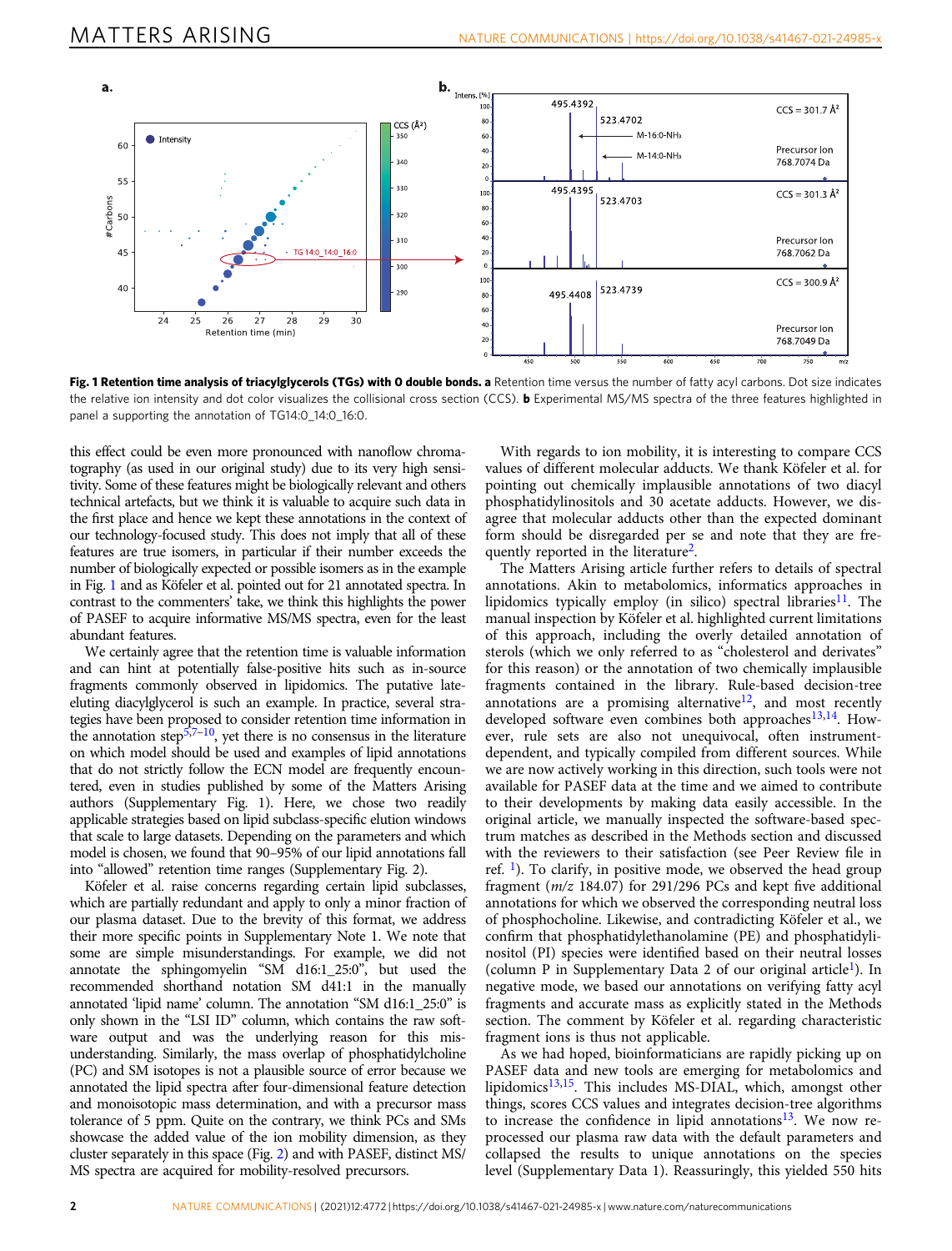**Fig. 1 Retention time analysis of triacylglycerols (TGs) with 0 double bonds. a** Retention time versus the number of fatty acyl carbons. Dot size indicates the relative ion intensity and dot color visualizes the collisional cross section (CCS). **b** Experimental MS/MS spectra of the three features highlighted in panel a supporting the annotation of TG14:0_14:0_16:0.

this effect could be even more pronounced with nanoflow chromatography (as used in our original study) due to its very high sensitivity. Some of these features might be biologically relevant and others technical artefacts, but we think it is valuable to acquire such data in the first place and hence we kept these annotations in the context of our technology-focused study. This does not imply that all of these features are true isomers, in particular if their number exceeds the number of biologically expected or possible isomers as in the example in Fig. 1 and as Köfeler et al. pointed out for 21 annotated spectra. In contrast to the commenters' take, we think this highlights the power of PASEF to acquire informative MS/MS spectra, even for the least abundant features.

We certainly agree that the retention time is valuable information and can hint at potentially false-positive hits such as in-source fragments commonly observed in lipidomics. The putative late-eluting diacylglycerol is such an example. In practice, several strategies have been proposed to consider retention time information in the annotation step[5,7–10], yet there is no consensus in the literature on which model should be used and examples of lipid annotations that do not strictly follow the ECN model are frequently encountered, even in studies published by some of the Matters Arising authors (Supplementary Fig. 1). Here, we chose two readily applicable strategies based on lipid subclass-specific elution windows that scale to large datasets. Depending on the parameters and which model is chosen, we found that 90–95% of our lipid annotations fall into "allowed" retention time ranges (Supplementary Fig. 2).

Köfeler et al. raise concerns regarding certain lipid subclasses, which are partially redundant and apply to only a minor fraction of our plasma dataset. Due to the brevity of this format, we address their more specific points in Supplementary Note 1. We note that some are simple misunderstandings. For example, we did not annotate the sphingomyelin "SM d16:1_25:0", but used the recommended shorthand notation SM d41:1 in the manually annotated 'lipid name' column. The annotation "SM d16:1_25:0" is only shown in the "LSI ID" column, which contains the raw software output and was the underlying reason for this misunderstanding. Similarly, the mass overlap of phosphatidylcholine (PC) and SM isotopes is not a plausible source of error because we annotated the lipid spectra after four-dimensional feature detection and monoisotopic mass determination, and with a precursor mass tolerance of 5 ppm. Quite on the contrary, we think PCs and SMs showcase the added value of the ion mobility dimension, as they cluster separately in this space (Fig. 2) and with PASEF, distinct MS/MS spectra are acquired for mobility-resolved precursors.

With regards to ion mobility, it is interesting to compare CCS values of different molecular adducts. We thank Köfeler et al. for pointing out chemically implausible annotations of two diacyl phosphatidylinositols and 30 acetate adducts. However, we disagree that molecular adducts other than the expected dominant form should be disregarded per se and note that they are frequently reported in the literature[2].

The Matters Arising article further refers to details of spectral annotations. Akin to metabolomics, informatics approaches in lipidomics typically employ (in silico) spectral libraries[11]. The manual inspection by Köfeler et al. highlighted current limitations of this approach, including the overly detailed annotation of sterols (which we only referred to as "cholesterol and derivates" for this reason) or the annotation of two chemically implausible fragments contained in the library. Rule-based decision-tree annotations are a promising alternative[12], and most recently developed software even combines both approaches[13,14]. However, rule sets are also not unequivocal, often instrument-dependent, and typically compiled from different sources. While we are now actively working in this direction, such tools were not available for PASEF data at the time and we aimed to contribute to their developments by making data easily accessible. In the original article, we manually inspected the software-based spectrum matches as described in the Methods section and discussed with the reviewers to their satisfaction (see Peer Review file in ref. [1]). To clarify, in positive mode, we observed the head group fragment (*m/z* 184.07) for 291/296 PCs and kept five additional annotations for which we observed the corresponding neutral loss of phosphocholine. Likewise, and contradicting Köfeler et al., we confirm that phosphatidylethanolamine (PE) and phosphatidylinositol (PI) species were identified based on their neutral losses (column P in Supplementary Data 2 of our original article[1]). In negative mode, we based our annotations on verifying fatty acyl fragments and accurate mass as explicitly stated in the Methods section. The comment by Köfeler et al. regarding characteristic fragment ions is thus not applicable.

As we had hoped, bioinformaticians are rapidly picking up on PASEF data and new tools are emerging for metabolomics and lipidomics[13,15]. This includes MS-DIAL, which, amongst other things, scores CCS values and integrates decision-tree algorithms to increase the confidence in lipid annotations[13]. We now reprocessed our plasma raw data with the default parameters and collapsed the results to unique annotations on the species level (Supplementary Data 1). Reassuringly, this yielded 550 hits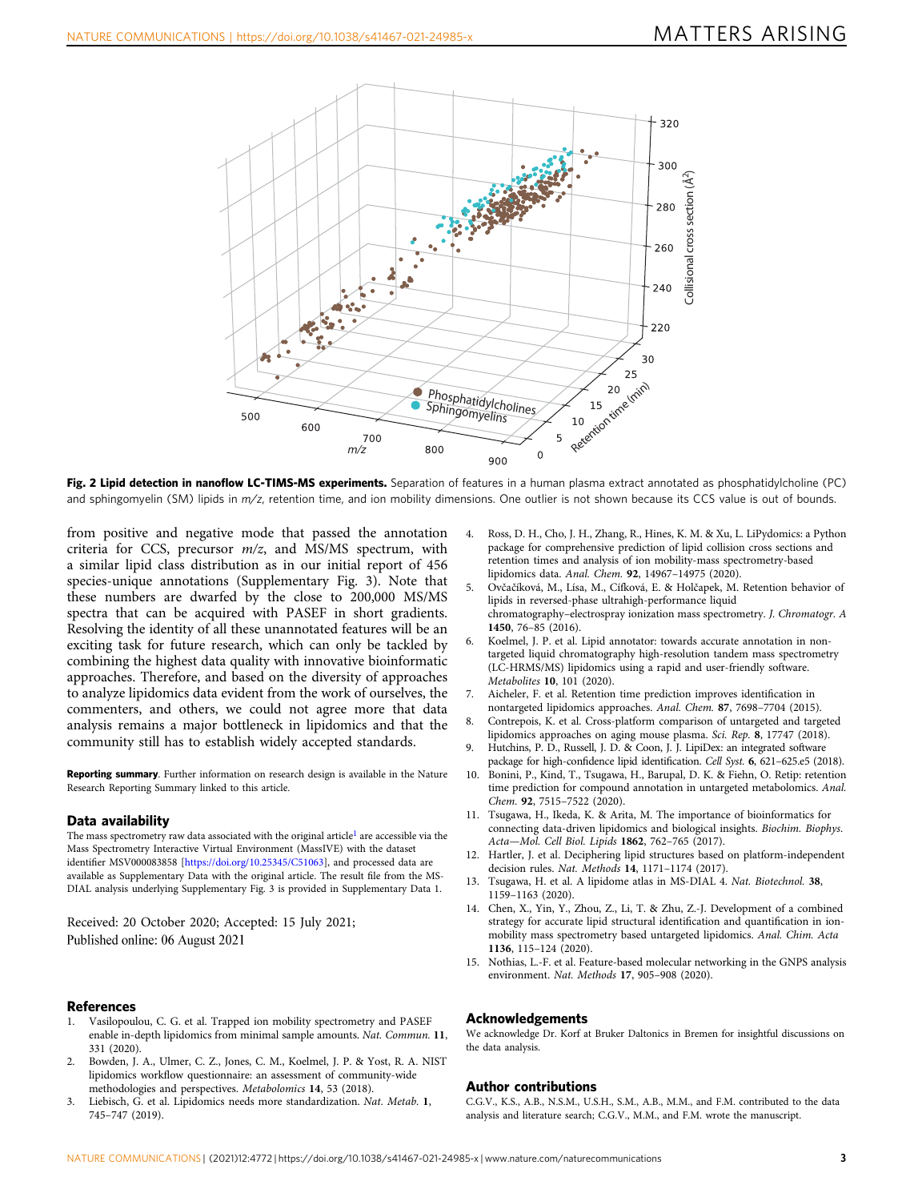**Fig. 2 Lipid detection in nanoflow LC-TIMS-MS experiments.** Separation of features in a human plasma extract annotated as phosphatidylcholine (PC) and sphingomyelin (SM) lipids in *m/z*, retention time, and ion mobility dimensions. One outlier is not shown because its CCS value is out of bounds.

from positive and negative mode that passed the annotation criteria for CCS, precursor *m/z*, and MS/MS spectrum, with a similar lipid class distribution as in our initial report of 456 species-unique annotations (Supplementary Fig. 3). Note that these numbers are dwarfed by the close to 200,000 MS/MS spectra that can be acquired with PASEF in short gradients. Resolving the identity of all these unannotated features will be an exciting task for future research, which can only be tackled by combining the highest data quality with innovative bioinformatic approaches. Therefore, and based on the diversity of approaches to analyze lipidomics data evident from the work of ourselves, the commenters, and others, we could not agree more that data analysis remains a major bottleneck in lipidomics and that the community still has to establish widely accepted standards.

**Reporting summary**. Further information on research design is available in the Nature Research Reporting Summary linked to this article.

## Data availability

The mass spectrometry raw data associated with the original article[1] are accessible via the Mass Spectrometry Interactive Virtual Environment (MassIVE) with the dataset identifier MSV000083858 [https://doi.org/10.25345/C51063], and processed data are available as Supplementary Data with the original article. The result file from the MS-DIAL analysis underlying Supplementary Fig. 3 is provided in Supplementary Data 1.

Received: 20 October 2020; Accepted: 15 July 2021;
Published online: 06 August 2021

## References

1. Vasilopoulou, C. G. et al. Trapped ion mobility spectrometry and PASEF enable in-depth lipidomics from minimal sample amounts. *Nat. Commun.* **11**, 331 (2020).
2. Bowden, J. A., Ulmer, C. Z., Jones, C. M., Koelmel, J. P. & Yost, R. A. NIST lipidomics workflow questionnaire: an assessment of community-wide methodologies and perspectives. *Metabolomics* **14**, 53 (2018).
3. Liebisch, G. et al. Lipidomics needs more standardization. *Nat. Metab.* **1**, 745–747 (2019).
4. Ross, D. H., Cho, J. H., Zhang, R., Hines, K. M. & Xu, L. LiPydomics: a Python package for comprehensive prediction of lipid collision cross sections and retention times and analysis of ion mobility-mass spectrometry-based lipidomics data. *Anal. Chem.* **92**, 14967–14975 (2020).
5. Ovčačíková, M., Lísa, M., Cífková, E. & Holčapek, M. Retention behavior of lipids in reversed-phase ultrahigh-performance liquid chromatography–electrospray ionization mass spectrometry. *J. Chromatogr. A* **1450**, 76–85 (2016).
6. Koelmel, J. P. et al. Lipid annotator: towards accurate annotation in non-targeted liquid chromatography high-resolution tandem mass spectrometry (LC-HRMS/MS) lipidomics using a rapid and user-friendly software. *Metabolites* **10**, 101 (2020).
7. Aicheler, F. et al. Retention time prediction improves identification in nontargeted lipidomics approaches. *Anal. Chem.* **87**, 7698–7704 (2015).
8. Contrepois, K. et al. Cross-platform comparison of untargeted and targeted lipidomics approaches on aging mouse plasma. *Sci. Rep.* **8**, 17747 (2018).
9. Hutchins, P. D., Russell, J. D. & Coon, J. J. LipiDex: an integrated software package for high-confidence lipid identification. *Cell Syst.* **6**, 621–625.e5 (2018).
10. Bonini, P., Kind, T., Tsugawa, H., Barupal, D. K. & Fiehn, O. Retip: retention time prediction for compound annotation in untargeted metabolomics. *Anal. Chem.* **92**, 7515–7522 (2020).
11. Tsugawa, H., Ikeda, K. & Arita, M. The importance of bioinformatics for connecting data-driven lipidomics and biological insights. *Biochim. Biophys. Acta—Mol. Cell Biol. Lipids* **1862**, 762–765 (2017).
12. Hartler, J. et al. Deciphering lipid structures based on platform-independent decision rules. *Nat. Methods* **14**, 1171–1174 (2017).
13. Tsugawa, H. et al. A lipidome atlas in MS-DIAL 4. *Nat. Biotechnol.* **38**, 1159–1163 (2020).
14. Chen, X., Yin, Y., Zhou, Z., Li, T. & Zhu, Z.-J. Development of a combined strategy for accurate lipid structural identification and quantification in ion-mobility mass spectrometry based untargeted lipidomics. *Anal. Chim. Acta* **1136**, 115–124 (2020).
15. Nothias, L.-F. et al. Feature-based molecular networking in the GNPS analysis environment. *Nat. Methods* **17**, 905–908 (2020).

## Acknowledgements

We acknowledge Dr. Korf at Bruker Daltonics in Bremen for insightful discussions on the data analysis.

## Author contributions

C.G.V., K.S., A.B., N.S.M., U.S.H., S.M., A.B., M.M., and F.M. contributed to the data analysis and literature search; C.G.V., M.M., and F.M. wrote the manuscript.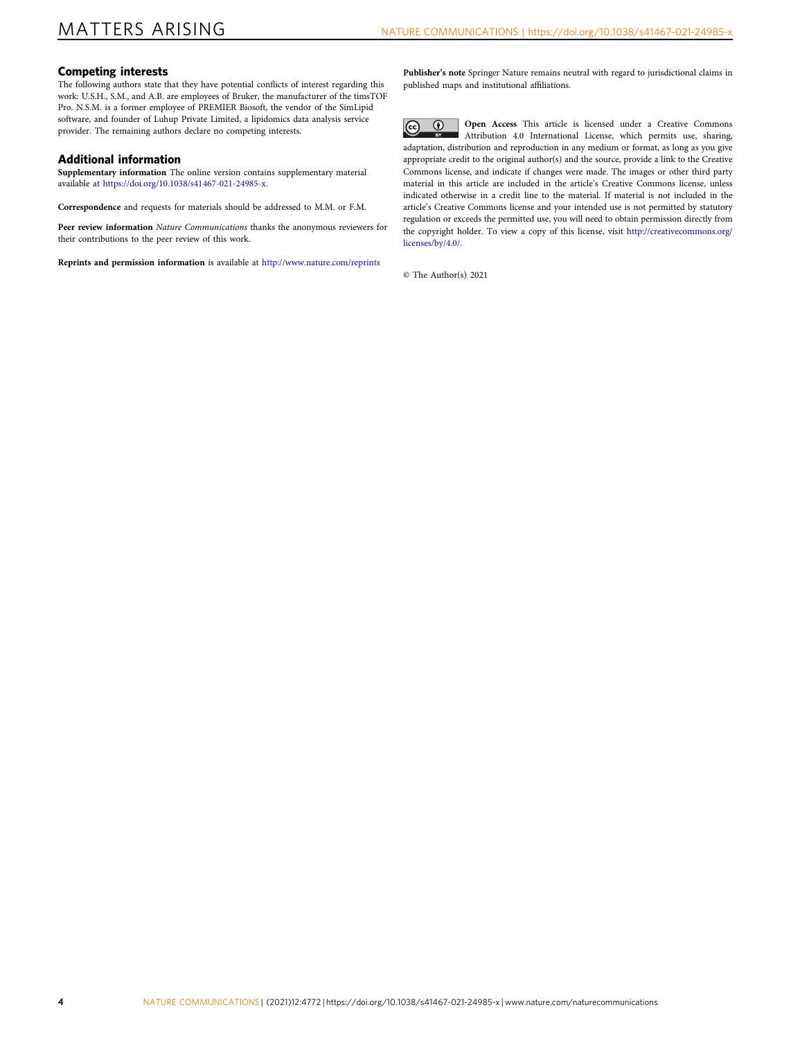## Competing interests

The following authors state that they have potential conflicts of interest regarding this work: U.S.H., S.M., and A.B. are employees of Bruker, the manufacturer of the timsTOF Pro. N.S.M. is a former employee of PREMIER Biosoft, the vendor of the SimLipid software, and founder of Luhup Private Limited, a lipidomics data analysis service provider. The remaining authors declare no competing interests.

## Additional information

**Supplementary information** The online version contains supplementary material available at https://doi.org/10.1038/s41467-021-24985-x.

**Correspondence** and requests for materials should be addressed to M.M. or F.M.

**Peer review information** *Nature Communications* thanks the anonymous reviewers for their contributions to the peer review of this work.

**Reprints and permission information** is available at http://www.nature.com/reprints

**Publisher's note** Springer Nature remains neutral with regard to jurisdictional claims in published maps and institutional affiliations.

**Open Access** This article is licensed under a Creative Commons Attribution 4.0 International License, which permits use, sharing, adaptation, distribution and reproduction in any medium or format, as long as you give appropriate credit to the original author(s) and the source, provide a link to the Creative Commons license, and indicate if changes were made. The images or other third party material in this article are included in the article's Creative Commons license, unless indicated otherwise in a credit line to the material. If material is not included in the article's Creative Commons license and your intended use is not permitted by statutory regulation or exceeds the permitted use, you will need to obtain permission directly from the copyright holder. To view a copy of this license, visit http://creativecommons.org/licenses/by/4.0/.

© The Author(s) 2021